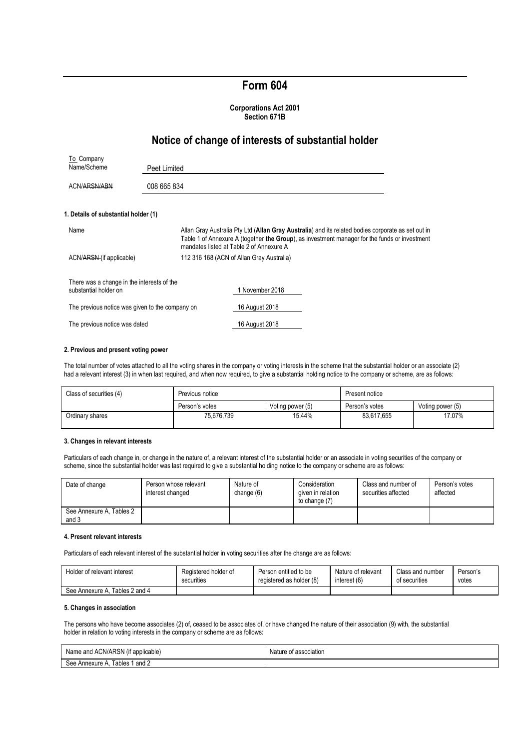# Form 604

**Corporations Act 2001**
**Section 671B**

## Notice of change of interests of substantial holder

| | |
|---|---|
| To Company Name/Scheme | Peet Limited |
| ACN/~~ARSN/ABN~~ | 008 665 834 |

### 1. Details of substantial holder (1)

| | |
|---|---|
| Name | Allan Gray Australia Pty Ltd (**Allan Gray Australia**) and its related bodies corporate as set out in Table 1 of Annexure A (together **the Group**), as investment manager for the funds or investment mandates listed at Table 2 of Annexure A |
| ACN/~~ARSN~~ (if applicable) | 112 316 168 (ACN of Allan Gray Australia) |

| | |
|---|---|
| There was a change in the interests of the substantial holder on | 1 November 2018 |
| The previous notice was given to the company on | 16 August 2018 |
| The previous notice was dated | 16 August 2018 |

### 2. Previous and present voting power

The total number of votes attached to all the voting shares in the company or voting interests in the scheme that the substantial holder or an associate (2) had a relevant interest (3) in when last required, and when now required, to give a substantial holding notice to the company or scheme, are as follows:

| Class of securities (4) | Previous notice | | Present notice | |
|---|---|---|---|---|
| | Person's votes | Voting power (5) | Person's votes | Voting power (5) |
| Ordinary shares | 75,676,739 | 15.44% | 83,617,655 | 17.07% |

### 3. Changes in relevant interests

Particulars of each change in, or change in the nature of, a relevant interest of the substantial holder or an associate in voting securities of the company or scheme, since the substantial holder was last required to give a substantial holding notice to the company or scheme are as follows:

| Date of change | Person whose relevant interest changed | Nature of change (6) | Consideration given in relation to change (7) | Class and number of securities affected | Person's votes affected |
|---|---|---|---|---|---|
| See Annexure A, Tables 2 and 3 | | | | | |

### 4. Present relevant interests

Particulars of each relevant interest of the substantial holder in voting securities after the change are as follows:

| Holder of relevant interest | Registered holder of securities | Person entitled to be registered as holder (8) | Nature of relevant interest (6) | Class and number of securities | Person's votes |
|---|---|---|---|---|---|
| See Annexure A, Tables 2 and 4 | | | | | |

### 5. Changes in association

The persons who have become associates (2) of, ceased to be associates of, or have changed the nature of their association (9) with, the substantial holder in relation to voting interests in the company or scheme are as follows:

| Name and ACN/ARSN (if applicable) | Nature of association |
|---|---|
| See Annexure A, Tables 1 and 2 | |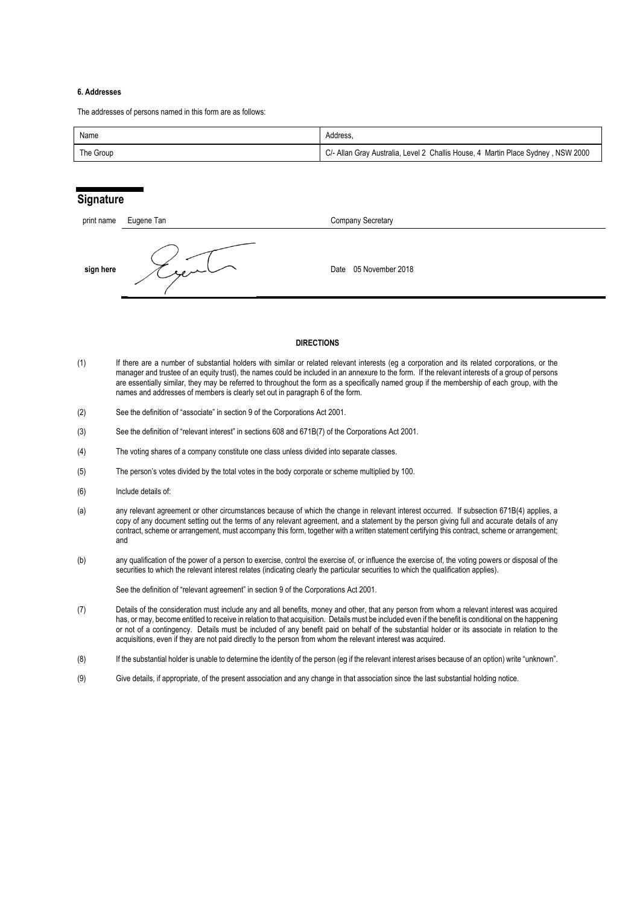**6. Addresses**

The addresses of persons named in this form are as follows:

| Name | Address, |
| --- | --- |
| The Group | C/- Allan Gray Australia, Level 2 Challis House, 4 Martin Place Sydney , NSW 2000 |

## Signature

| | | |
| --- | --- | --- |
| print name | Eugene Tan | Company Secretary |
| sign here | | Date 05 November 2018 |

**DIRECTIONS**

(1) If there are a number of substantial holders with similar or related relevant interests (eg a corporation and its related corporations, or the manager and trustee of an equity trust), the names could be included in an annexure to the form. If the relevant interests of a group of persons are essentially similar, they may be referred to throughout the form as a specifically named group if the membership of each group, with the names and addresses of members is clearly set out in paragraph 6 of the form.

(2) See the definition of "associate" in section 9 of the Corporations Act 2001.

(3) See the definition of "relevant interest" in sections 608 and 671B(7) of the Corporations Act 2001.

(4) The voting shares of a company constitute one class unless divided into separate classes.

(5) The person's votes divided by the total votes in the body corporate or scheme multiplied by 100.

(6) Include details of:

(a) any relevant agreement or other circumstances because of which the change in relevant interest occurred. If subsection 671B(4) applies, a copy of any document setting out the terms of any relevant agreement, and a statement by the person giving full and accurate details of any contract, scheme or arrangement, must accompany this form, together with a written statement certifying this contract, scheme or arrangement; and

(b) any qualification of the power of a person to exercise, control the exercise of, or influence the exercise of, the voting powers or disposal of the securities to which the relevant interest relates (indicating clearly the particular securities to which the qualification applies).

See the definition of "relevant agreement" in section 9 of the Corporations Act 2001.

(7) Details of the consideration must include any and all benefits, money and other, that any person from whom a relevant interest was acquired has, or may, become entitled to receive in relation to that acquisition. Details must be included even if the benefit is conditional on the happening or not of a contingency. Details must be included of any benefit paid on behalf of the substantial holder or its associate in relation to the acquisitions, even if they are not paid directly to the person from whom the relevant interest was acquired.

(8) If the substantial holder is unable to determine the identity of the person (eg if the relevant interest arises because of an option) write "unknown".

(9) Give details, if appropriate, of the present association and any change in that association since the last substantial holding notice.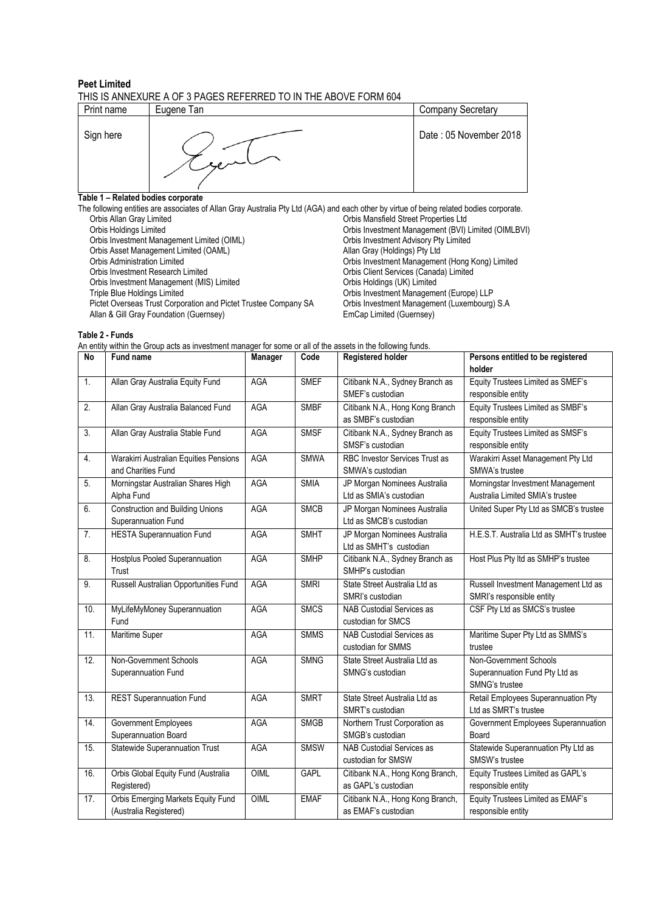**Peet Limited**

THIS IS ANNEXURE A OF 3 PAGES REFERRED TO IN THE ABOVE FORM 604

| Print name | Eugene Tan | Company Secretary |
|---|---|---|
| Sign here | | Date : 05 November 2018 |

**Table 1 – Related bodies corporate**

The following entities are associates of Allan Gray Australia Pty Ltd (AGA) and each other by virtue of being related bodies corporate.

- Orbis Allan Gray Limited
- Orbis Holdings Limited
- Orbis Investment Management Limited (OIML)
- Orbis Asset Management Limited (OAML)
- Orbis Administration Limited
- Orbis Investment Research Limited
- Orbis Investment Management (MIS) Limited
- Triple Blue Holdings Limited
- Pictet Overseas Trust Corporation and Pictet Trustee Company SA
- Allan & Gill Gray Foundation (Guernsey)
- Orbis Mansfield Street Properties Ltd
- Orbis Investment Management (BVI) Limited (OIMLBVI)
- Orbis Investment Advisory Pty Limited
- Allan Gray (Holdings) Pty Ltd
- Orbis Investment Management (Hong Kong) Limited
- Orbis Client Services (Canada) Limited
- Orbis Holdings (UK) Limited
- Orbis Investment Management (Europe) LLP
- Orbis Investment Management (Luxembourg) S.A
- EmCap Limited (Guernsey)

**Table 2 - Funds**

An entity within the Group acts as investment manager for some or all of the assets in the following funds.

| No | Fund name | Manager | Code | Registered holder | Persons entitled to be registered holder |
|---|---|---|---|---|---|
| 1. | Allan Gray Australia Equity Fund | AGA | SMEF | Citibank N.A., Sydney Branch as SMEF's custodian | Equity Trustees Limited as SMEF's responsible entity |
| 2. | Allan Gray Australia Balanced Fund | AGA | SMBF | Citibank N.A., Hong Kong Branch as SMBF's custodian | Equity Trustees Limited as SMBF's responsible entity |
| 3. | Allan Gray Australia Stable Fund | AGA | SMSF | Citibank N.A., Sydney Branch as SMSF's custodian | Equity Trustees Limited as SMSF's responsible entity |
| 4. | Warakirri Australian Equities Pensions and Charities Fund | AGA | SMWA | RBC Investor Services Trust as SMWA's custodian | Warakirri Asset Management Pty Ltd SMWA's trustee |
| 5. | Morningstar Australian Shares High Alpha Fund | AGA | SMIA | JP Morgan Nominees Australia Ltd as SMIA's custodian | Morningstar Investment Management Australia Limited SMIA's trustee |
| 6. | Construction and Building Unions Superannuation Fund | AGA | SMCB | JP Morgan Nominees Australia Ltd as SMCB's custodian | United Super Pty Ltd as SMCB's trustee |
| 7. | HESTA Superannuation Fund | AGA | SMHT | JP Morgan Nominees Australia Ltd as SMHT's custodian | H.E.S.T. Australia Ltd as SMHT's trustee |
| 8. | Hostplus Pooled Superannuation Trust | AGA | SMHP | Citibank N.A., Sydney Branch as SMHP's custodian | Host Plus Pty ltd as SMHP's trustee |
| 9. | Russell Australian Opportunities Fund | AGA | SMRI | State Street Australia Ltd as SMRI's custodian | Russell Investment Management Ltd as SMRI's responsible entity |
| 10. | MyLifeMyMoney Superannuation Fund | AGA | SMCS | NAB Custodial Services as custodian for SMCS | CSF Pty Ltd as SMCS's trustee |
| 11. | Maritime Super | AGA | SMMS | NAB Custodial Services as custodian for SMMS | Maritime Super Pty Ltd as SMMS's trustee |
| 12. | Non-Government Schools Superannuation Fund | AGA | SMNG | State Street Australia Ltd as SMNG's custodian | Non-Government Schools Superannuation Fund Pty Ltd as SMNG's trustee |
| 13. | REST Superannuation Fund | AGA | SMRT | State Street Australia Ltd as SMRT's custodian | Retail Employees Superannuation Pty Ltd as SMRT's trustee |
| 14. | Government Employees Superannuation Board | AGA | SMGB | Northern Trust Corporation as SMGB's custodian | Government Employees Superannuation Board |
| 15. | Statewide Superannuation Trust | AGA | SMSW | NAB Custodial Services as custodian for SMSW | Statewide Superannuation Pty Ltd as SMSW's trustee |
| 16. | Orbis Global Equity Fund (Australia Registered) | OIML | GAPL | Citibank N.A., Hong Kong Branch, as GAPL's custodian | Equity Trustees Limited as GAPL's responsible entity |
| 17. | Orbis Emerging Markets Equity Fund (Australia Registered) | OIML | EMAF | Citibank N.A., Hong Kong Branch, as EMAF's custodian | Equity Trustees Limited as EMAF's responsible entity |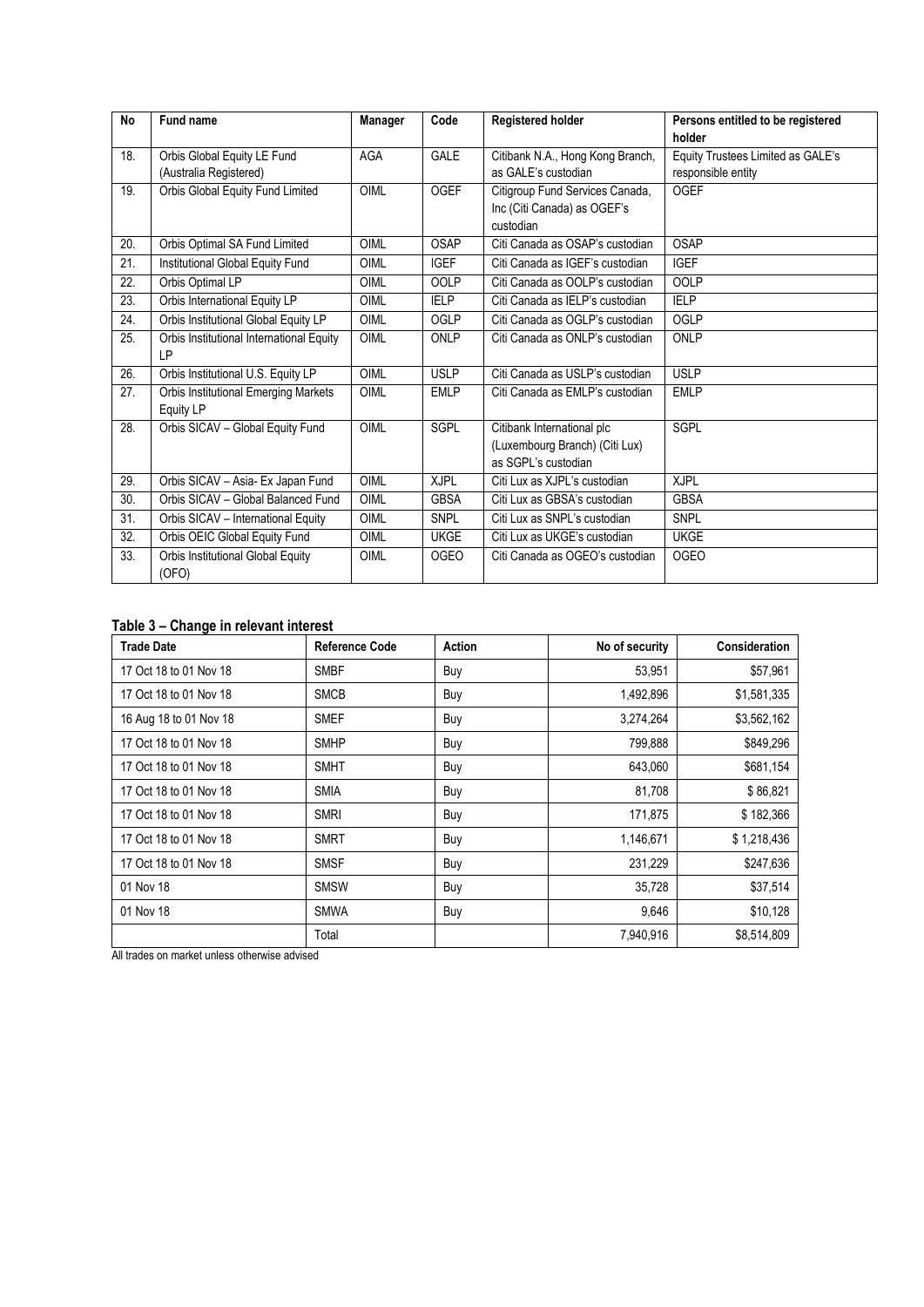| No | Fund name | Manager | Code | Registered holder | Persons entitled to be registered holder |
|---|---|---|---|---|---|
| 18. | Orbis Global Equity LE Fund (Australia Registered) | AGA | GALE | Citibank N.A., Hong Kong Branch, as GALE's custodian | Equity Trustees Limited as GALE's responsible entity |
| 19. | Orbis Global Equity Fund Limited | OIML | OGEF | Citigroup Fund Services Canada, Inc (Citi Canada) as OGEF's custodian | OGEF |
| 20. | Orbis Optimal SA Fund Limited | OIML | OSAP | Citi Canada as OSAP's custodian | OSAP |
| 21. | Institutional Global Equity Fund | OIML | IGEF | Citi Canada as IGEF's custodian | IGEF |
| 22. | Orbis Optimal LP | OIML | OOLP | Citi Canada as OOLP's custodian | OOLP |
| 23. | Orbis International Equity LP | OIML | IELP | Citi Canada as IELP's custodian | IELP |
| 24. | Orbis Institutional Global Equity LP | OIML | OGLP | Citi Canada as OGLP's custodian | OGLP |
| 25. | Orbis Institutional International Equity LP | OIML | ONLP | Citi Canada as ONLP's custodian | ONLP |
| 26. | Orbis Institutional U.S. Equity LP | OIML | USLP | Citi Canada as USLP's custodian | USLP |
| 27. | Orbis Institutional Emerging Markets Equity LP | OIML | EMLP | Citi Canada as EMLP's custodian | EMLP |
| 28. | Orbis SICAV – Global Equity Fund | OIML | SGPL | Citibank International plc (Luxembourg Branch) (Citi Lux) as SGPL's custodian | SGPL |
| 29. | Orbis SICAV – Asia- Ex Japan Fund | OIML | XJPL | Citi Lux as XJPL's custodian | XJPL |
| 30. | Orbis SICAV – Global Balanced Fund | OIML | GBSA | Citi Lux as GBSA's custodian | GBSA |
| 31. | Orbis SICAV – International Equity | OIML | SNPL | Citi Lux as SNPL's custodian | SNPL |
| 32. | Orbis OEIC Global Equity Fund | OIML | UKGE | Citi Lux as UKGE's custodian | UKGE |
| 33. | Orbis Institutional Global Equity (OFO) | OIML | OGEO | Citi Canada as OGEO's custodian | OGEO |

### Table 3 – Change in relevant interest

| Trade Date | Reference Code | Action | No of security | Consideration |
|---|---|---|---|---|
| 17 Oct 18 to 01 Nov 18 | SMBF | Buy | 53,951 | $57,961 |
| 17 Oct 18 to 01 Nov 18 | SMCB | Buy | 1,492,896 | $1,581,335 |
| 16 Aug 18 to 01 Nov 18 | SMEF | Buy | 3,274,264 | $3,562,162 |
| 17 Oct 18 to 01 Nov 18 | SMHP | Buy | 799,888 | $849,296 |
| 17 Oct 18 to 01 Nov 18 | SMHT | Buy | 643,060 | $681,154 |
| 17 Oct 18 to 01 Nov 18 | SMIA | Buy | 81,708 | $ 86,821 |
| 17 Oct 18 to 01 Nov 18 | SMRI | Buy | 171,875 | $ 182,366 |
| 17 Oct 18 to 01 Nov 18 | SMRT | Buy | 1,146,671 | $ 1,218,436 |
| 17 Oct 18 to 01 Nov 18 | SMSF | Buy | 231,229 | $247,636 |
| 01 Nov 18 | SMSW | Buy | 35,728 | $37,514 |
| 01 Nov 18 | SMWA | Buy | 9,646 | $10,128 |
| | Total | | 7,940,916 | $8,514,809 |

All trades on market unless otherwise advised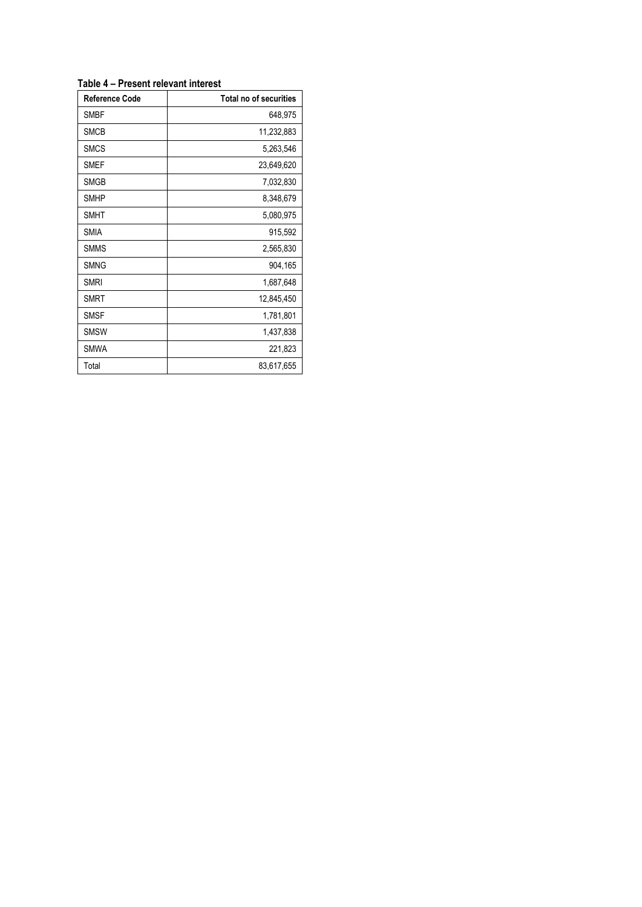**Table 4 – Present relevant interest**

| Reference Code | Total no of securities |
|---|---:|
| SMBF | 648,975 |
| SMCB | 11,232,883 |
| SMCS | 5,263,546 |
| SMEF | 23,649,620 |
| SMGB | 7,032,830 |
| SMHP | 8,348,679 |
| SMHT | 5,080,975 |
| SMIA | 915,592 |
| SMMS | 2,565,830 |
| SMNG | 904,165 |
| SMRI | 1,687,648 |
| SMRT | 12,845,450 |
| SMSF | 1,781,801 |
| SMSW | 1,437,838 |
| SMWA | 221,823 |
| Total | 83,617,655 |